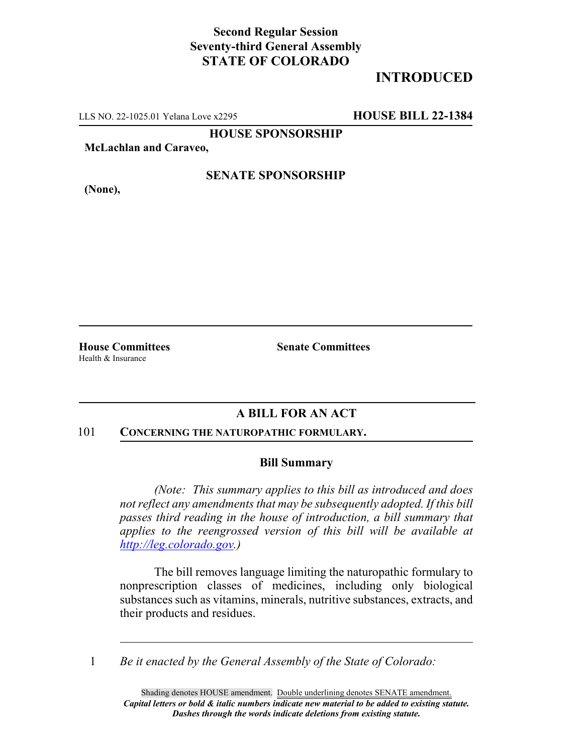**Second Regular Session**
**Seventy-third General Assembly**
**STATE OF COLORADO**

# INTRODUCED

LLS NO. 22-1025.01 Yelana Love x2295 **HOUSE BILL 22-1384**

**HOUSE SPONSORSHIP**

**McLachlan and Caraveo,**

**SENATE SPONSORSHIP**

**(None),**

**House Committees**
Health & Insurance

**Senate Committees**

## A BILL FOR AN ACT

101 **CONCERNING THE NATUROPATHIC FORMULARY.**

### Bill Summary

*(Note: This summary applies to this bill as introduced and does not reflect any amendments that may be subsequently adopted. If this bill passes third reading in the house of introduction, a bill summary that applies to the reengrossed version of this bill will be available at http://leg.colorado.gov.)*

The bill removes language limiting the naturopathic formulary to nonprescription classes of medicines, including only biological substances such as vitamins, minerals, nutritive substances, extracts, and their products and residues.

1 *Be it enacted by the General Assembly of the State of Colorado:*

Shading denotes HOUSE amendment. Double underlining denotes SENATE amendment.
***Capital letters or bold & italic numbers indicate new material to be added to existing statute.***
***Dashes through the words indicate deletions from existing statute.***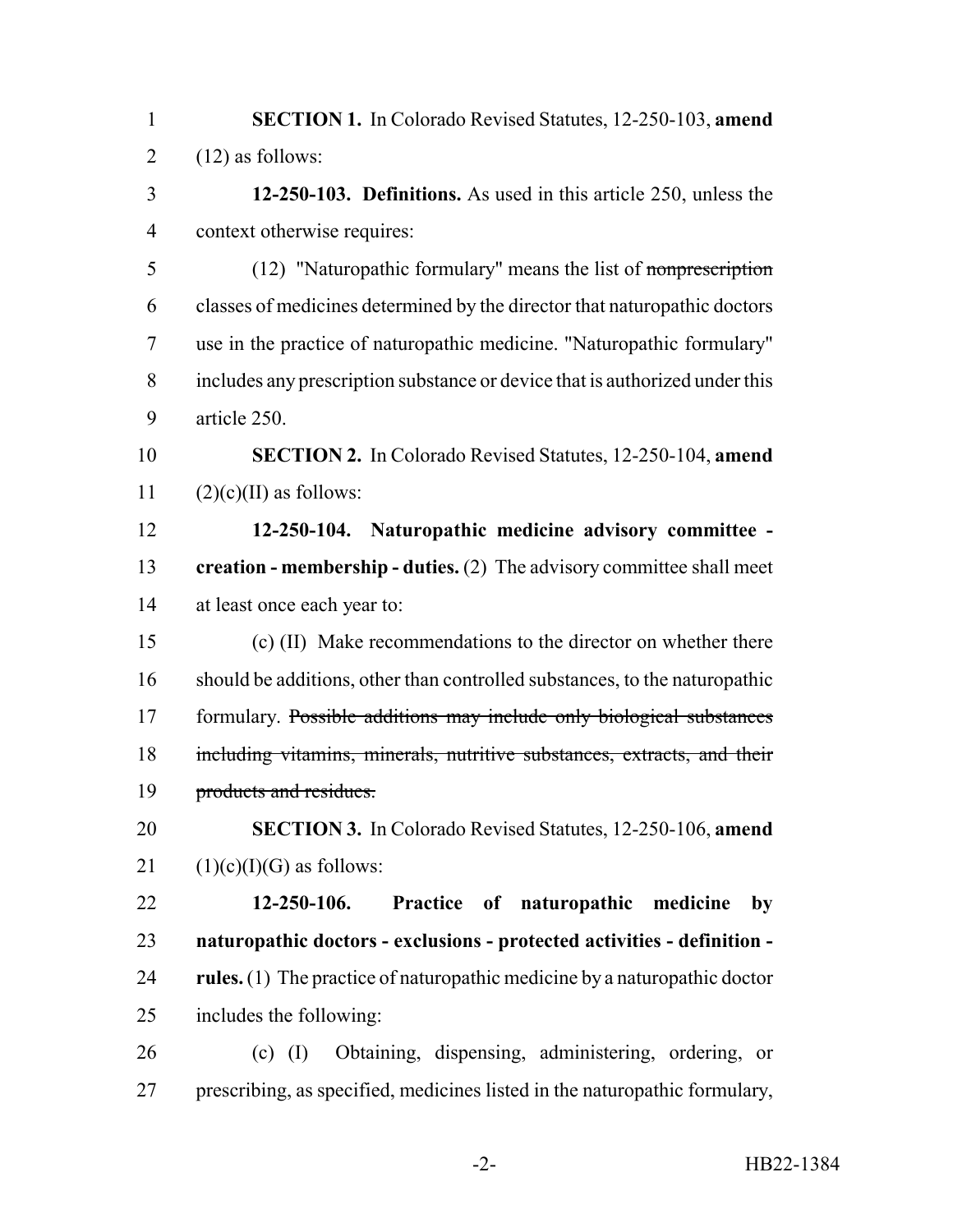**SECTION 1.** In Colorado Revised Statutes, 12-250-103, **amend** (12) as follows:

**12-250-103. Definitions.** As used in this article 250, unless the context otherwise requires:

(12) "Naturopathic formulary" means the list of ~~nonprescription~~ classes of medicines determined by the director that naturopathic doctors use in the practice of naturopathic medicine. "Naturopathic formulary" includes any prescription substance or device that is authorized under this article 250.

**SECTION 2.** In Colorado Revised Statutes, 12-250-104, **amend** (2)(c)(II) as follows:

**12-250-104. Naturopathic medicine advisory committee - creation - membership - duties.** (2) The advisory committee shall meet at least once each year to:

(c) (II) Make recommendations to the director on whether there should be additions, other than controlled substances, to the naturopathic formulary. ~~Possible additions may include only biological substances including vitamins, minerals, nutritive substances, extracts, and their products and residues.~~

**SECTION 3.** In Colorado Revised Statutes, 12-250-106, **amend** (1)(c)(I)(G) as follows:

**12-250-106. Practice of naturopathic medicine by naturopathic doctors - exclusions - protected activities - definition - rules.** (1) The practice of naturopathic medicine by a naturopathic doctor includes the following:

(c) (I) Obtaining, dispensing, administering, ordering, or prescribing, as specified, medicines listed in the naturopathic formulary,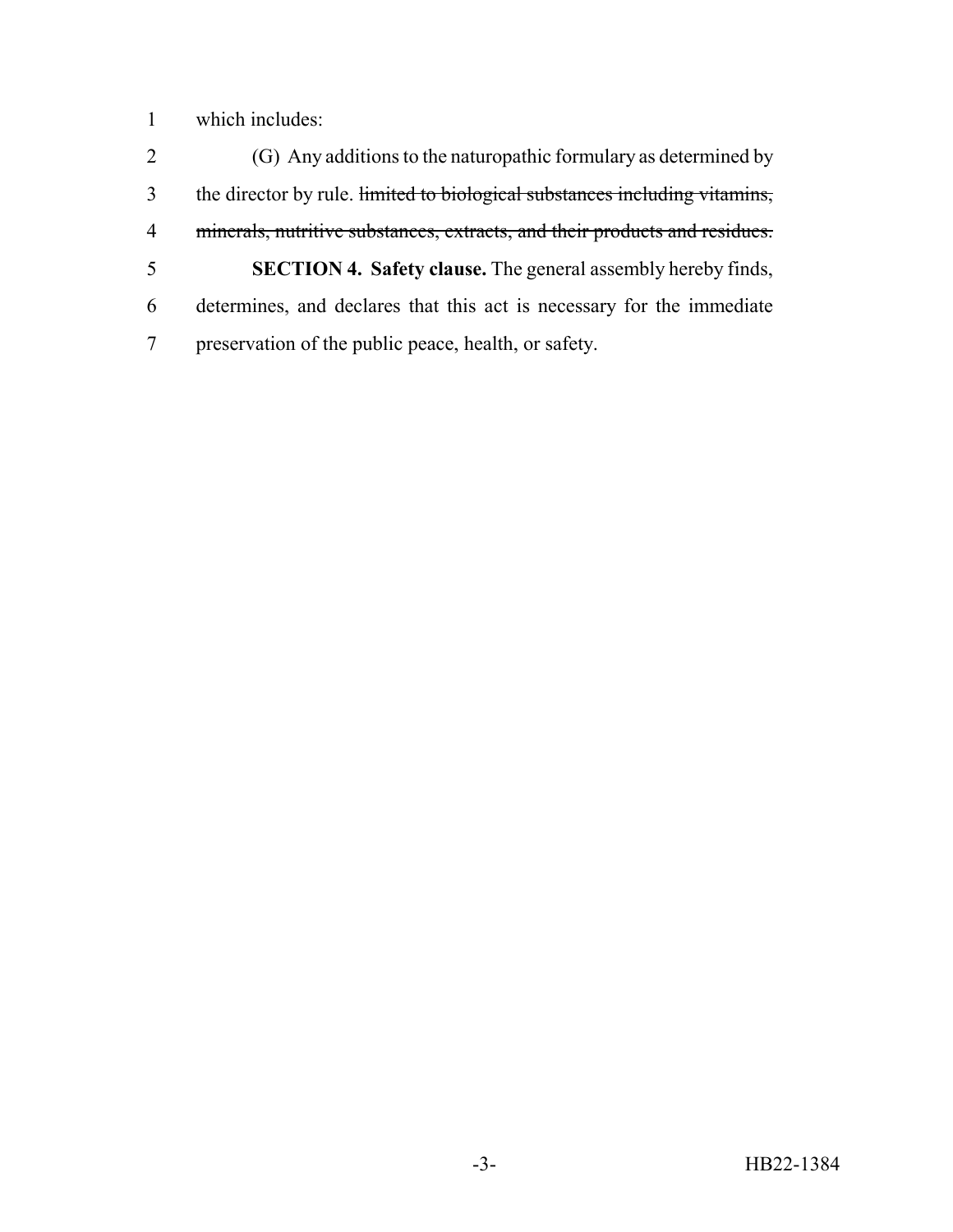which includes:

(G) Any additions to the naturopathic formulary as determined by the director by rule. ~~limited to biological substances including vitamins, minerals, nutritive substances, extracts, and their products and residues.~~

**SECTION 4. Safety clause.** The general assembly hereby finds, determines, and declares that this act is necessary for the immediate preservation of the public peace, health, or safety.